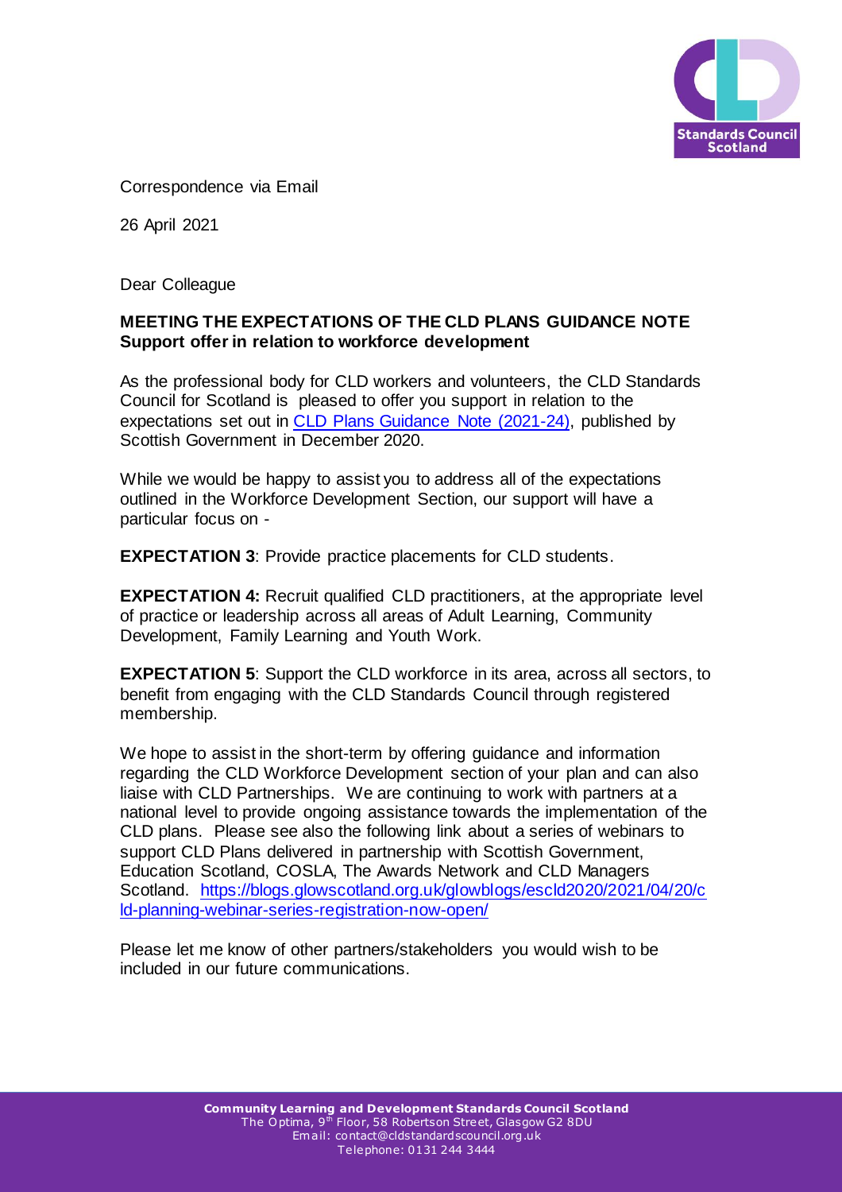Correspondence via Email

26 April 2021

Dear Colleague

**MEETING THE EXPECTATIONS OF THE CLD PLANS GUIDANCE NOTE**
**Support offer in relation to workforce development**

As the professional body for CLD workers and volunteers, the CLD Standards Council for Scotland is pleased to offer you support in relation to the expectations set out in [CLD Plans Guidance Note (2021-24)](), published by Scottish Government in December 2020.

While we would be happy to assist you to address all of the expectations outlined in the Workforce Development Section, our support will have a particular focus on -

**EXPECTATION 3**: Provide practice placements for CLD students.

**EXPECTATION 4:** Recruit qualified CLD practitioners, at the appropriate level of practice or leadership across all areas of Adult Learning, Community Development, Family Learning and Youth Work.

**EXPECTATION 5**: Support the CLD workforce in its area, across all sectors, to benefit from engaging with the CLD Standards Council through registered membership.

We hope to assist in the short-term by offering guidance and information regarding the CLD Workforce Development section of your plan and can also liaise with CLD Partnerships. We are continuing to work with partners at a national level to provide ongoing assistance towards the implementation of the CLD plans. Please see also the following link about a series of webinars to support CLD Plans delivered in partnership with Scottish Government, Education Scotland, COSLA, The Awards Network and CLD Managers Scotland. https://blogs.glowscotland.org.uk/glowblogs/escld2020/2021/04/20/cld-planning-webinar-series-registration-now-open/

Please let me know of other partners/stakeholders you would wish to be included in our future communications.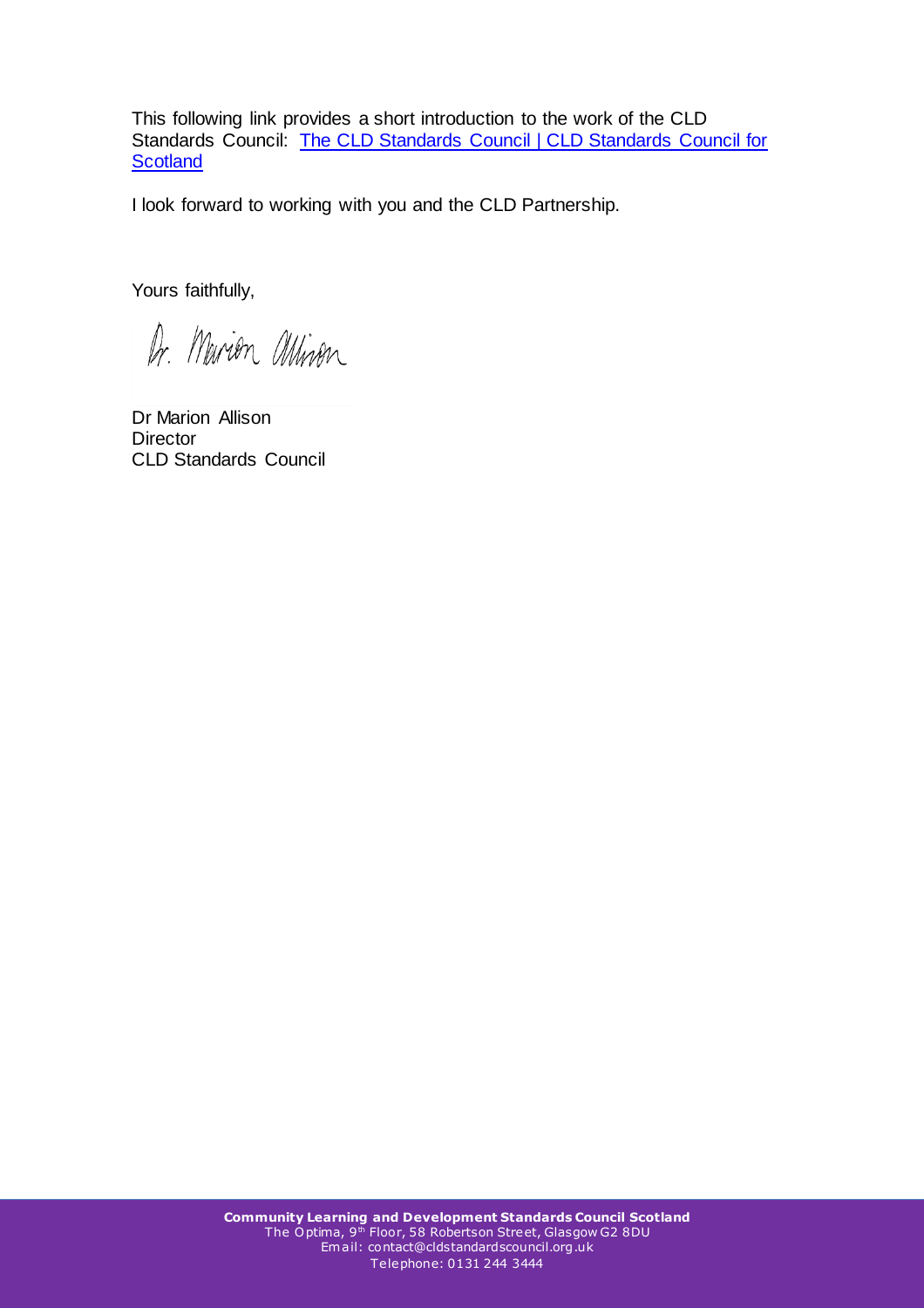This following link provides a short introduction to the work of the CLD Standards Council: [The CLD Standards Council | CLD Standards Council for Scotland]

I look forward to working with you and the CLD Partnership.

Yours faithfully,

Dr Marion Allison
Director
CLD Standards Council

**Community Learning and Development Standards Council Scotland**
The Optima, 9th Floor, 58 Robertson Street, Glasgow G2 8DU
Email: contact@cldstandardscouncil.org.uk
Telephone: 0131 244 3444